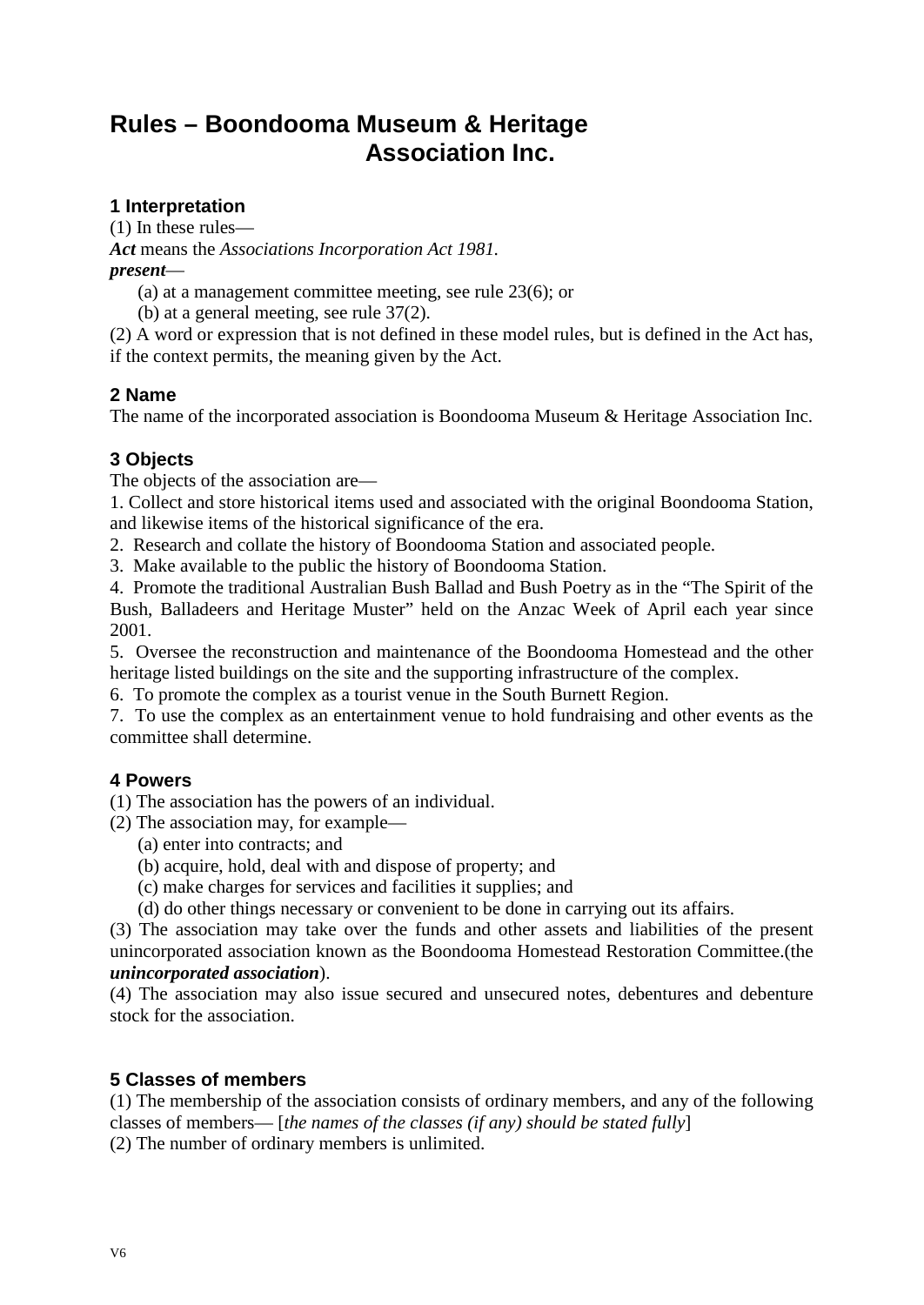# Rules – Boondooma Museum & Heritage Association Inc.

### 1 Interpretation

(1) In these rules—

***Act*** means the *Associations Incorporation Act 1981.*

***present***—

(a) at a management committee meeting, see rule 23(6); or

(b) at a general meeting, see rule 37(2).

(2) A word or expression that is not defined in these model rules, but is defined in the Act has, if the context permits, the meaning given by the Act.

### 2 Name

The name of the incorporated association is Boondooma Museum & Heritage Association Inc.

### 3 Objects

The objects of the association are—

1. Collect and store historical items used and associated with the original Boondooma Station, and likewise items of the historical significance of the era.
2. Research and collate the history of Boondooma Station and associated people.
3. Make available to the public the history of Boondooma Station.
4. Promote the traditional Australian Bush Ballad and Bush Poetry as in the "The Spirit of the Bush, Balladeers and Heritage Muster" held on the Anzac Week of April each year since 2001.
5. Oversee the reconstruction and maintenance of the Boondooma Homestead and the other heritage listed buildings on the site and the supporting infrastructure of the complex.
6. To promote the complex as a tourist venue in the South Burnett Region.
7. To use the complex as an entertainment venue to hold fundraising and other events as the committee shall determine.

### 4 Powers

(1) The association has the powers of an individual.

(2) The association may, for example—

(a) enter into contracts; and

(b) acquire, hold, deal with and dispose of property; and

(c) make charges for services and facilities it supplies; and

(d) do other things necessary or convenient to be done in carrying out its affairs.

(3) The association may take over the funds and other assets and liabilities of the present unincorporated association known as the Boondooma Homestead Restoration Committee.(the ***unincorporated association***).

(4) The association may also issue secured and unsecured notes, debentures and debenture stock for the association.

### 5 Classes of members

(1) The membership of the association consists of ordinary members, and any of the following classes of members— [*the names of the classes (if any) should be stated fully*]

(2) The number of ordinary members is unlimited.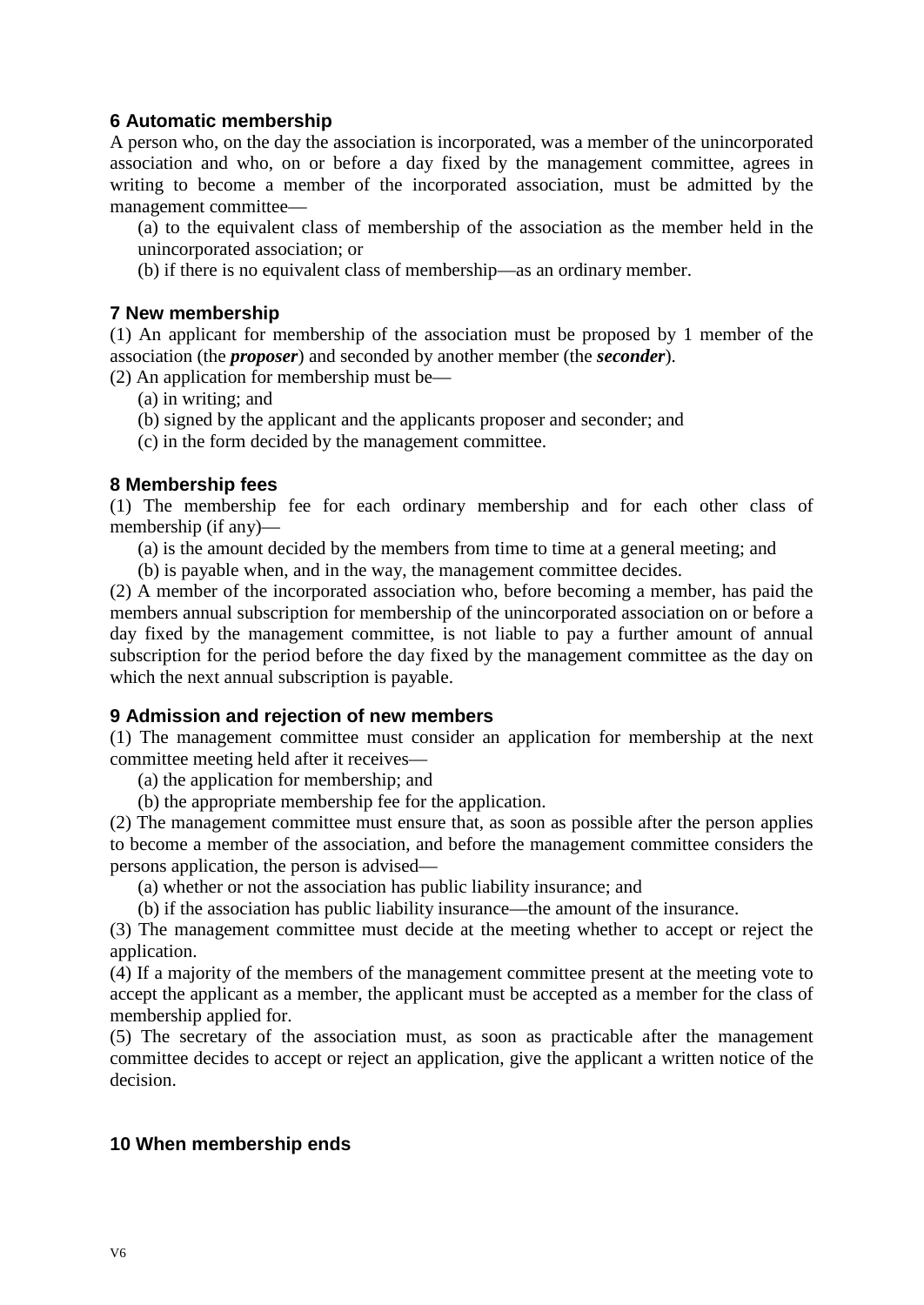### 6 Automatic membership

A person who, on the day the association is incorporated, was a member of the unincorporated association and who, on or before a day fixed by the management committee, agrees in writing to become a member of the incorporated association, must be admitted by the management committee—

(a) to the equivalent class of membership of the association as the member held in the unincorporated association; or

(b) if there is no equivalent class of membership—as an ordinary member.

### 7 New membership

(1) An applicant for membership of the association must be proposed by 1 member of the association (the ***proposer***) and seconded by another member (the ***seconder***).

(2) An application for membership must be—

(a) in writing; and

(b) signed by the applicant and the applicants proposer and seconder; and

(c) in the form decided by the management committee.

### 8 Membership fees

(1) The membership fee for each ordinary membership and for each other class of membership (if any)—

(a) is the amount decided by the members from time to time at a general meeting; and

(b) is payable when, and in the way, the management committee decides.

(2) A member of the incorporated association who, before becoming a member, has paid the members annual subscription for membership of the unincorporated association on or before a day fixed by the management committee, is not liable to pay a further amount of annual subscription for the period before the day fixed by the management committee as the day on which the next annual subscription is payable.

### 9 Admission and rejection of new members

(1) The management committee must consider an application for membership at the next committee meeting held after it receives—

(a) the application for membership; and

(b) the appropriate membership fee for the application.

(2) The management committee must ensure that, as soon as possible after the person applies to become a member of the association, and before the management committee considers the persons application, the person is advised—

(a) whether or not the association has public liability insurance; and

(b) if the association has public liability insurance—the amount of the insurance.

(3) The management committee must decide at the meeting whether to accept or reject the application.

(4) If a majority of the members of the management committee present at the meeting vote to accept the applicant as a member, the applicant must be accepted as a member for the class of membership applied for.

(5) The secretary of the association must, as soon as practicable after the management committee decides to accept or reject an application, give the applicant a written notice of the decision.

### 10 When membership ends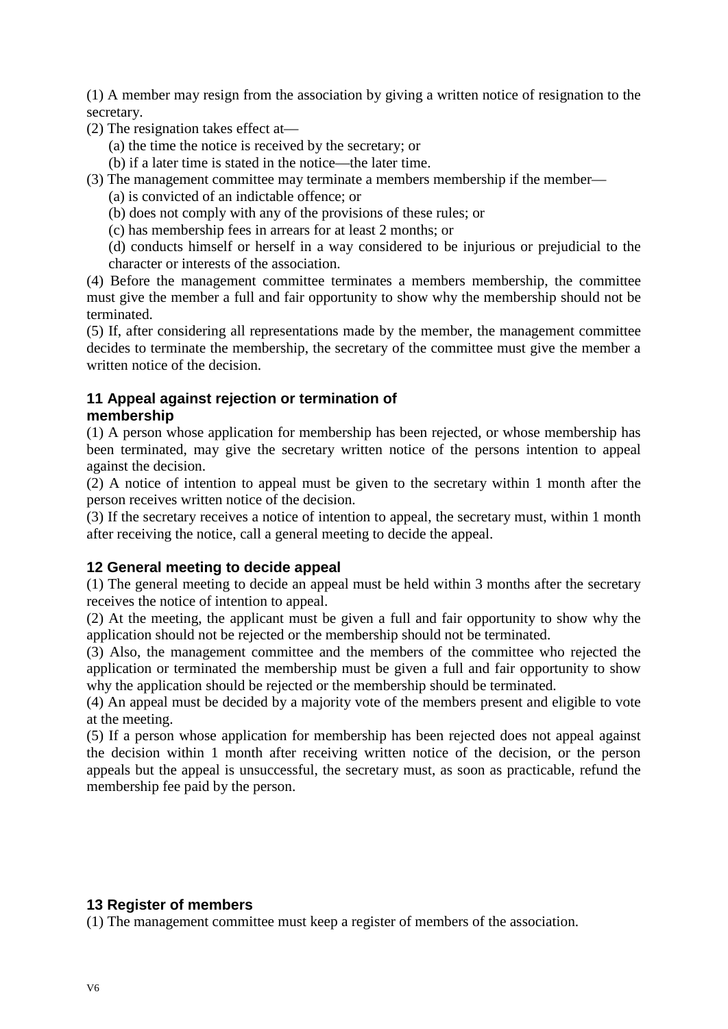(1) A member may resign from the association by giving a written notice of resignation to the secretary.

(2) The resignation takes effect at—

(a) the time the notice is received by the secretary; or

(b) if a later time is stated in the notice—the later time.

(3) The management committee may terminate a members membership if the member—

(a) is convicted of an indictable offence; or

(b) does not comply with any of the provisions of these rules; or

(c) has membership fees in arrears for at least 2 months; or

(d) conducts himself or herself in a way considered to be injurious or prejudicial to the character or interests of the association.

(4) Before the management committee terminates a members membership, the committee must give the member a full and fair opportunity to show why the membership should not be terminated.

(5) If, after considering all representations made by the member, the management committee decides to terminate the membership, the secretary of the committee must give the member a written notice of the decision.

### 11 Appeal against rejection or termination of membership

(1) A person whose application for membership has been rejected, or whose membership has been terminated, may give the secretary written notice of the persons intention to appeal against the decision.

(2) A notice of intention to appeal must be given to the secretary within 1 month after the person receives written notice of the decision.

(3) If the secretary receives a notice of intention to appeal, the secretary must, within 1 month after receiving the notice, call a general meeting to decide the appeal.

### 12 General meeting to decide appeal

(1) The general meeting to decide an appeal must be held within 3 months after the secretary receives the notice of intention to appeal.

(2) At the meeting, the applicant must be given a full and fair opportunity to show why the application should not be rejected or the membership should not be terminated.

(3) Also, the management committee and the members of the committee who rejected the application or terminated the membership must be given a full and fair opportunity to show why the application should be rejected or the membership should be terminated.

(4) An appeal must be decided by a majority vote of the members present and eligible to vote at the meeting.

(5) If a person whose application for membership has been rejected does not appeal against the decision within 1 month after receiving written notice of the decision, or the person appeals but the appeal is unsuccessful, the secretary must, as soon as practicable, refund the membership fee paid by the person.

### 13 Register of members

(1) The management committee must keep a register of members of the association.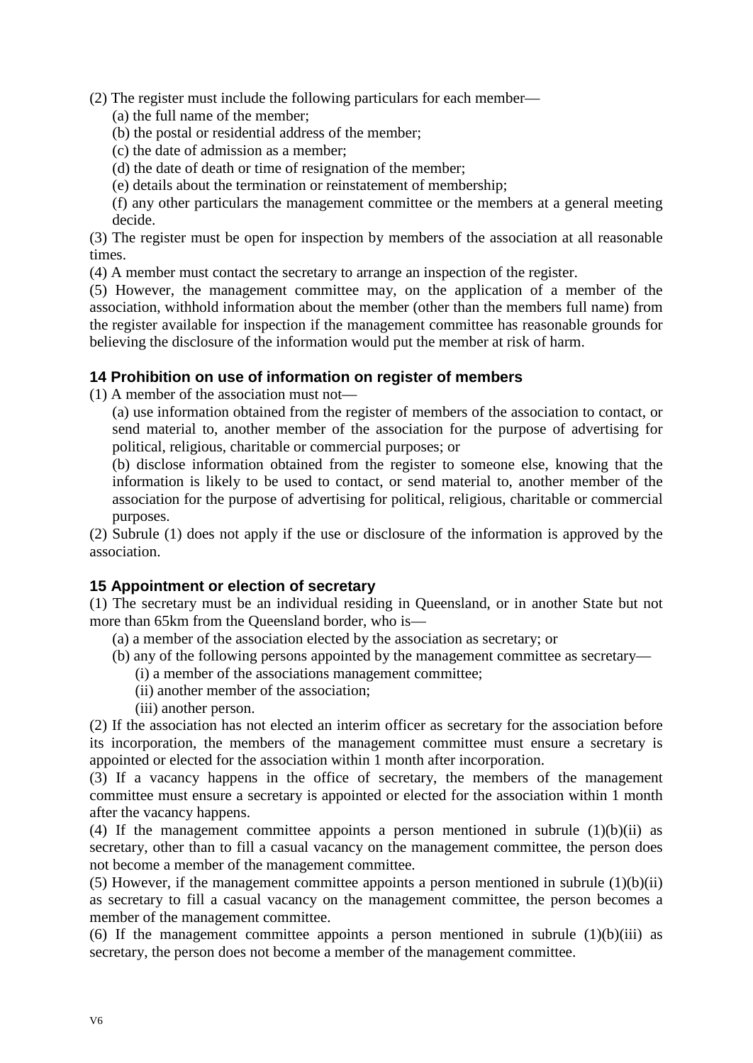(2) The register must include the following particulars for each member—

(a) the full name of the member;

(b) the postal or residential address of the member;

(c) the date of admission as a member;

(d) the date of death or time of resignation of the member;

(e) details about the termination or reinstatement of membership;

(f) any other particulars the management committee or the members at a general meeting decide.

(3) The register must be open for inspection by members of the association at all reasonable times.

(4) A member must contact the secretary to arrange an inspection of the register.

(5) However, the management committee may, on the application of a member of the association, withhold information about the member (other than the members full name) from the register available for inspection if the management committee has reasonable grounds for believing the disclosure of the information would put the member at risk of harm.

### 14 Prohibition on use of information on register of members

(1) A member of the association must not—

(a) use information obtained from the register of members of the association to contact, or send material to, another member of the association for the purpose of advertising for political, religious, charitable or commercial purposes; or

(b) disclose information obtained from the register to someone else, knowing that the information is likely to be used to contact, or send material to, another member of the association for the purpose of advertising for political, religious, charitable or commercial purposes.

(2) Subrule (1) does not apply if the use or disclosure of the information is approved by the association.

### 15 Appointment or election of secretary

(1) The secretary must be an individual residing in Queensland, or in another State but not more than 65km from the Queensland border, who is—

(a) a member of the association elected by the association as secretary; or

(b) any of the following persons appointed by the management committee as secretary—

(i) a member of the associations management committee;

(ii) another member of the association;

(iii) another person.

(2) If the association has not elected an interim officer as secretary for the association before its incorporation, the members of the management committee must ensure a secretary is appointed or elected for the association within 1 month after incorporation.

(3) If a vacancy happens in the office of secretary, the members of the management committee must ensure a secretary is appointed or elected for the association within 1 month after the vacancy happens.

(4) If the management committee appoints a person mentioned in subrule (1)(b)(ii) as secretary, other than to fill a casual vacancy on the management committee, the person does not become a member of the management committee.

(5) However, if the management committee appoints a person mentioned in subrule (1)(b)(ii) as secretary to fill a casual vacancy on the management committee, the person becomes a member of the management committee.

(6) If the management committee appoints a person mentioned in subrule (1)(b)(iii) as secretary, the person does not become a member of the management committee.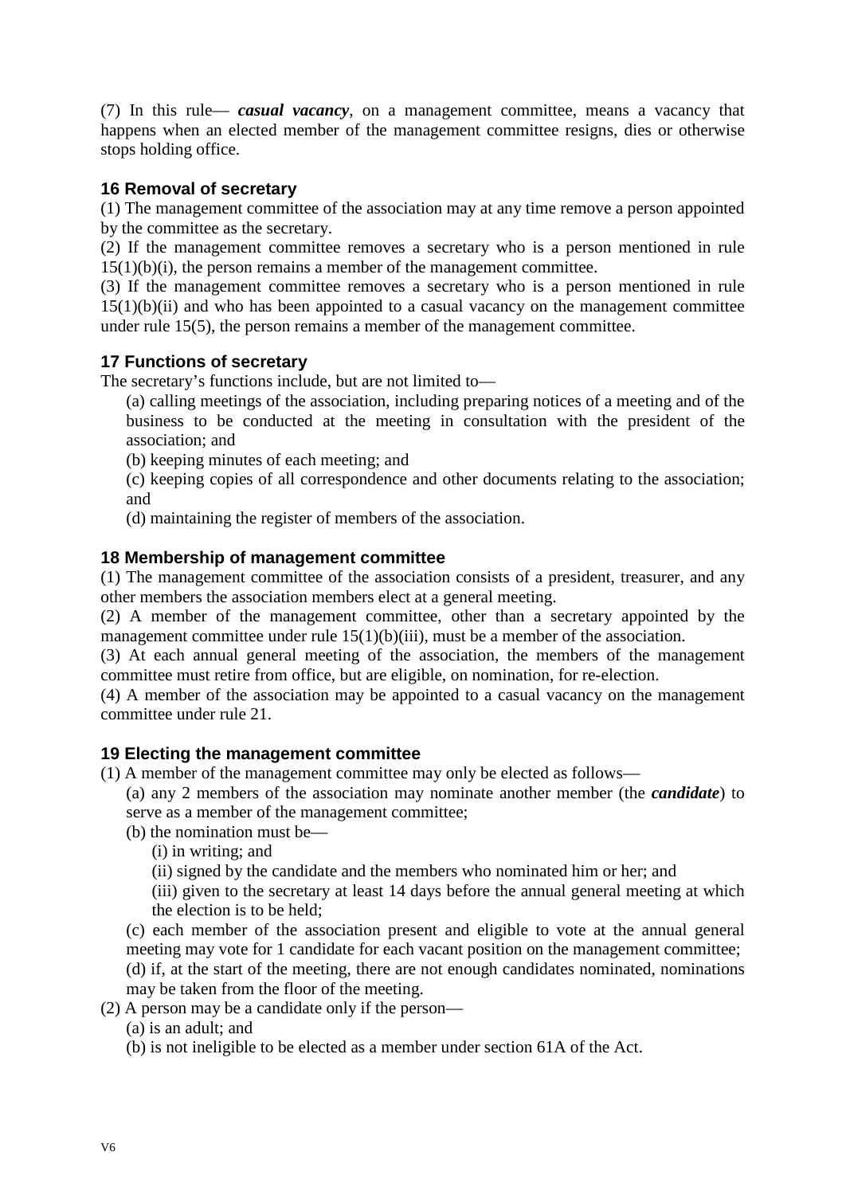(7) In this rule— ***casual vacancy***, on a management committee, means a vacancy that happens when an elected member of the management committee resigns, dies or otherwise stops holding office.

### 16 Removal of secretary

(1) The management committee of the association may at any time remove a person appointed by the committee as the secretary.

(2) If the management committee removes a secretary who is a person mentioned in rule 15(1)(b)(i), the person remains a member of the management committee.

(3) If the management committee removes a secretary who is a person mentioned in rule 15(1)(b)(ii) and who has been appointed to a casual vacancy on the management committee under rule 15(5), the person remains a member of the management committee.

### 17 Functions of secretary

The secretary's functions include, but are not limited to—

(a) calling meetings of the association, including preparing notices of a meeting and of the business to be conducted at the meeting in consultation with the president of the association; and

(b) keeping minutes of each meeting; and

(c) keeping copies of all correspondence and other documents relating to the association; and

(d) maintaining the register of members of the association.

### 18 Membership of management committee

(1) The management committee of the association consists of a president, treasurer, and any other members the association members elect at a general meeting.

(2) A member of the management committee, other than a secretary appointed by the management committee under rule 15(1)(b)(iii), must be a member of the association.

(3) At each annual general meeting of the association, the members of the management committee must retire from office, but are eligible, on nomination, for re-election.

(4) A member of the association may be appointed to a casual vacancy on the management committee under rule 21.

### 19 Electing the management committee

(1) A member of the management committee may only be elected as follows—

(a) any 2 members of the association may nominate another member (the ***candidate***) to serve as a member of the management committee;

(b) the nomination must be—

(i) in writing; and

(ii) signed by the candidate and the members who nominated him or her; and

(iii) given to the secretary at least 14 days before the annual general meeting at which the election is to be held;

(c) each member of the association present and eligible to vote at the annual general meeting may vote for 1 candidate for each vacant position on the management committee;

(d) if, at the start of the meeting, there are not enough candidates nominated, nominations may be taken from the floor of the meeting.

(2) A person may be a candidate only if the person—

(a) is an adult; and

(b) is not ineligible to be elected as a member under section 61A of the Act.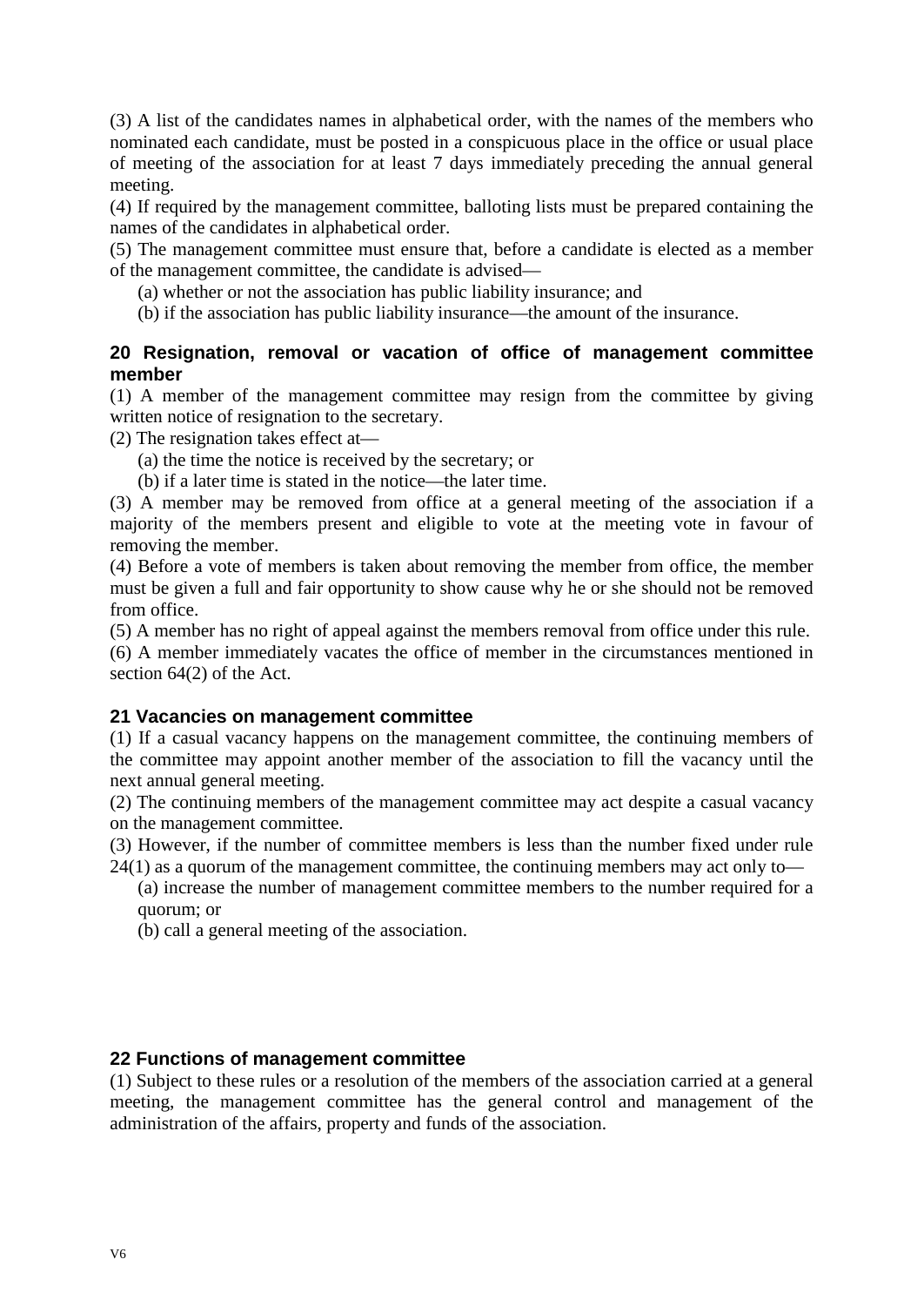(3) A list of the candidates names in alphabetical order, with the names of the members who nominated each candidate, must be posted in a conspicuous place in the office or usual place of meeting of the association for at least 7 days immediately preceding the annual general meeting.

(4) If required by the management committee, balloting lists must be prepared containing the names of the candidates in alphabetical order.

(5) The management committee must ensure that, before a candidate is elected as a member of the management committee, the candidate is advised—

(a) whether or not the association has public liability insurance; and

(b) if the association has public liability insurance—the amount of the insurance.

### 20 Resignation, removal or vacation of office of management committee member

(1) A member of the management committee may resign from the committee by giving written notice of resignation to the secretary.

(2) The resignation takes effect at—

(a) the time the notice is received by the secretary; or

(b) if a later time is stated in the notice—the later time.

(3) A member may be removed from office at a general meeting of the association if a majority of the members present and eligible to vote at the meeting vote in favour of removing the member.

(4) Before a vote of members is taken about removing the member from office, the member must be given a full and fair opportunity to show cause why he or she should not be removed from office.

(5) A member has no right of appeal against the members removal from office under this rule.

(6) A member immediately vacates the office of member in the circumstances mentioned in section 64(2) of the Act.

### 21 Vacancies on management committee

(1) If a casual vacancy happens on the management committee, the continuing members of the committee may appoint another member of the association to fill the vacancy until the next annual general meeting.

(2) The continuing members of the management committee may act despite a casual vacancy on the management committee.

(3) However, if the number of committee members is less than the number fixed under rule 24(1) as a quorum of the management committee, the continuing members may act only to—

(a) increase the number of management committee members to the number required for a quorum; or

(b) call a general meeting of the association.

### 22 Functions of management committee

(1) Subject to these rules or a resolution of the members of the association carried at a general meeting, the management committee has the general control and management of the administration of the affairs, property and funds of the association.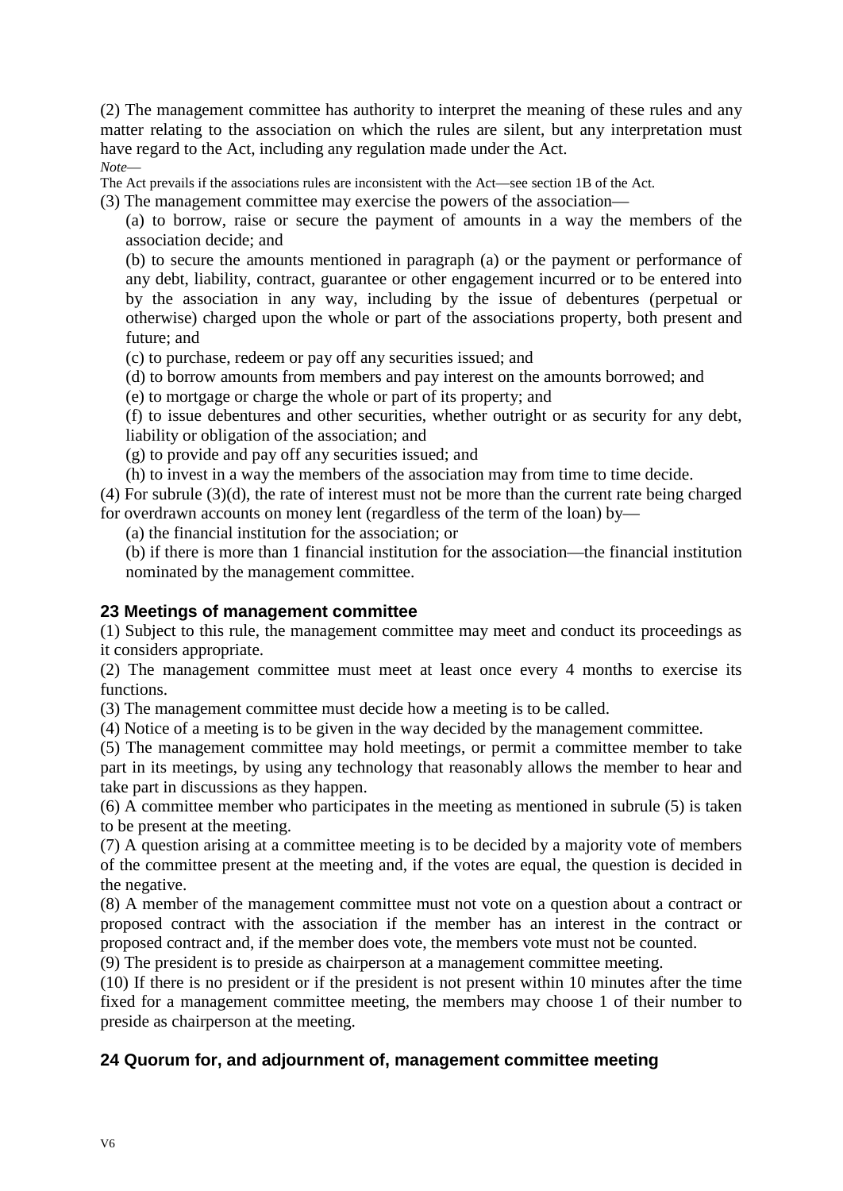(2) The management committee has authority to interpret the meaning of these rules and any matter relating to the association on which the rules are silent, but any interpretation must have regard to the Act, including any regulation made under the Act.

*Note*—

The Act prevails if the associations rules are inconsistent with the Act—see section 1B of the Act.

(3) The management committee may exercise the powers of the association—

(a) to borrow, raise or secure the payment of amounts in a way the members of the association decide; and

(b) to secure the amounts mentioned in paragraph (a) or the payment or performance of any debt, liability, contract, guarantee or other engagement incurred or to be entered into by the association in any way, including by the issue of debentures (perpetual or otherwise) charged upon the whole or part of the associations property, both present and future; and

(c) to purchase, redeem or pay off any securities issued; and

(d) to borrow amounts from members and pay interest on the amounts borrowed; and

(e) to mortgage or charge the whole or part of its property; and

(f) to issue debentures and other securities, whether outright or as security for any debt, liability or obligation of the association; and

(g) to provide and pay off any securities issued; and

(h) to invest in a way the members of the association may from time to time decide.

(4) For subrule (3)(d), the rate of interest must not be more than the current rate being charged for overdrawn accounts on money lent (regardless of the term of the loan) by—

(a) the financial institution for the association; or

(b) if there is more than 1 financial institution for the association—the financial institution nominated by the management committee.

### 23 Meetings of management committee

(1) Subject to this rule, the management committee may meet and conduct its proceedings as it considers appropriate.

(2) The management committee must meet at least once every 4 months to exercise its functions.

(3) The management committee must decide how a meeting is to be called.

(4) Notice of a meeting is to be given in the way decided by the management committee.

(5) The management committee may hold meetings, or permit a committee member to take part in its meetings, by using any technology that reasonably allows the member to hear and take part in discussions as they happen.

(6) A committee member who participates in the meeting as mentioned in subrule (5) is taken to be present at the meeting.

(7) A question arising at a committee meeting is to be decided by a majority vote of members of the committee present at the meeting and, if the votes are equal, the question is decided in the negative.

(8) A member of the management committee must not vote on a question about a contract or proposed contract with the association if the member has an interest in the contract or proposed contract and, if the member does vote, the members vote must not be counted.

(9) The president is to preside as chairperson at a management committee meeting.

(10) If there is no president or if the president is not present within 10 minutes after the time fixed for a management committee meeting, the members may choose 1 of their number to preside as chairperson at the meeting.

### 24 Quorum for, and adjournment of, management committee meeting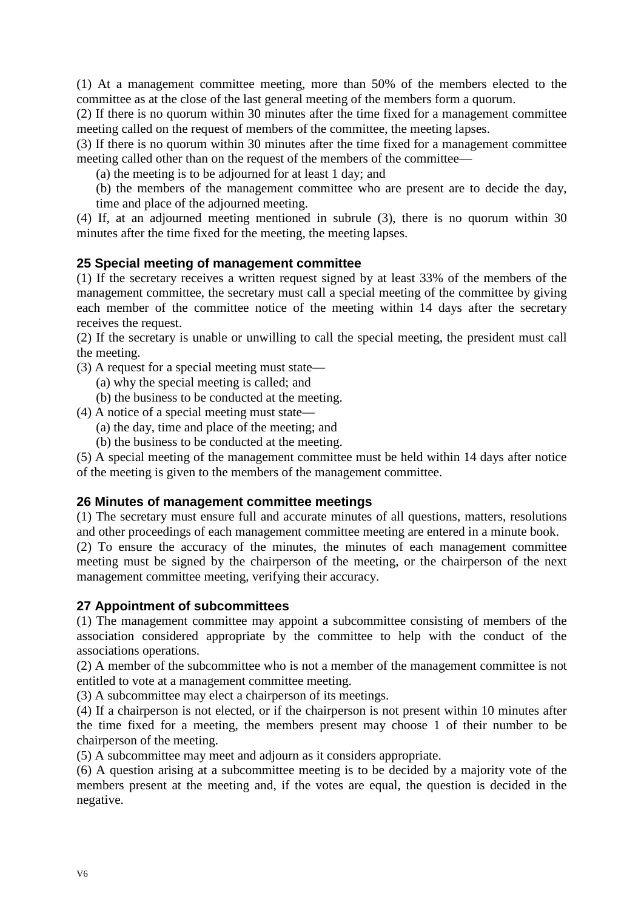(1) At a management committee meeting, more than 50% of the members elected to the committee as at the close of the last general meeting of the members form a quorum.

(2) If there is no quorum within 30 minutes after the time fixed for a management committee meeting called on the request of members of the committee, the meeting lapses.

(3) If there is no quorum within 30 minutes after the time fixed for a management committee meeting called other than on the request of the members of the committee—

(a) the meeting is to be adjourned for at least 1 day; and

(b) the members of the management committee who are present are to decide the day, time and place of the adjourned meeting.

(4) If, at an adjourned meeting mentioned in subrule (3), there is no quorum within 30 minutes after the time fixed for the meeting, the meeting lapses.

### 25 Special meeting of management committee

(1) If the secretary receives a written request signed by at least 33% of the members of the management committee, the secretary must call a special meeting of the committee by giving each member of the committee notice of the meeting within 14 days after the secretary receives the request.

(2) If the secretary is unable or unwilling to call the special meeting, the president must call the meeting.

(3) A request for a special meeting must state—

(a) why the special meeting is called; and

(b) the business to be conducted at the meeting.

(4) A notice of a special meeting must state—

(a) the day, time and place of the meeting; and

(b) the business to be conducted at the meeting.

(5) A special meeting of the management committee must be held within 14 days after notice of the meeting is given to the members of the management committee.

### 26 Minutes of management committee meetings

(1) The secretary must ensure full and accurate minutes of all questions, matters, resolutions and other proceedings of each management committee meeting are entered in a minute book.

(2) To ensure the accuracy of the minutes, the minutes of each management committee meeting must be signed by the chairperson of the meeting, or the chairperson of the next management committee meeting, verifying their accuracy.

### 27 Appointment of subcommittees

(1) The management committee may appoint a subcommittee consisting of members of the association considered appropriate by the committee to help with the conduct of the associations operations.

(2) A member of the subcommittee who is not a member of the management committee is not entitled to vote at a management committee meeting.

(3) A subcommittee may elect a chairperson of its meetings.

(4) If a chairperson is not elected, or if the chairperson is not present within 10 minutes after the time fixed for a meeting, the members present may choose 1 of their number to be chairperson of the meeting.

(5) A subcommittee may meet and adjourn as it considers appropriate.

(6) A question arising at a subcommittee meeting is to be decided by a majority vote of the members present at the meeting and, if the votes are equal, the question is decided in the negative.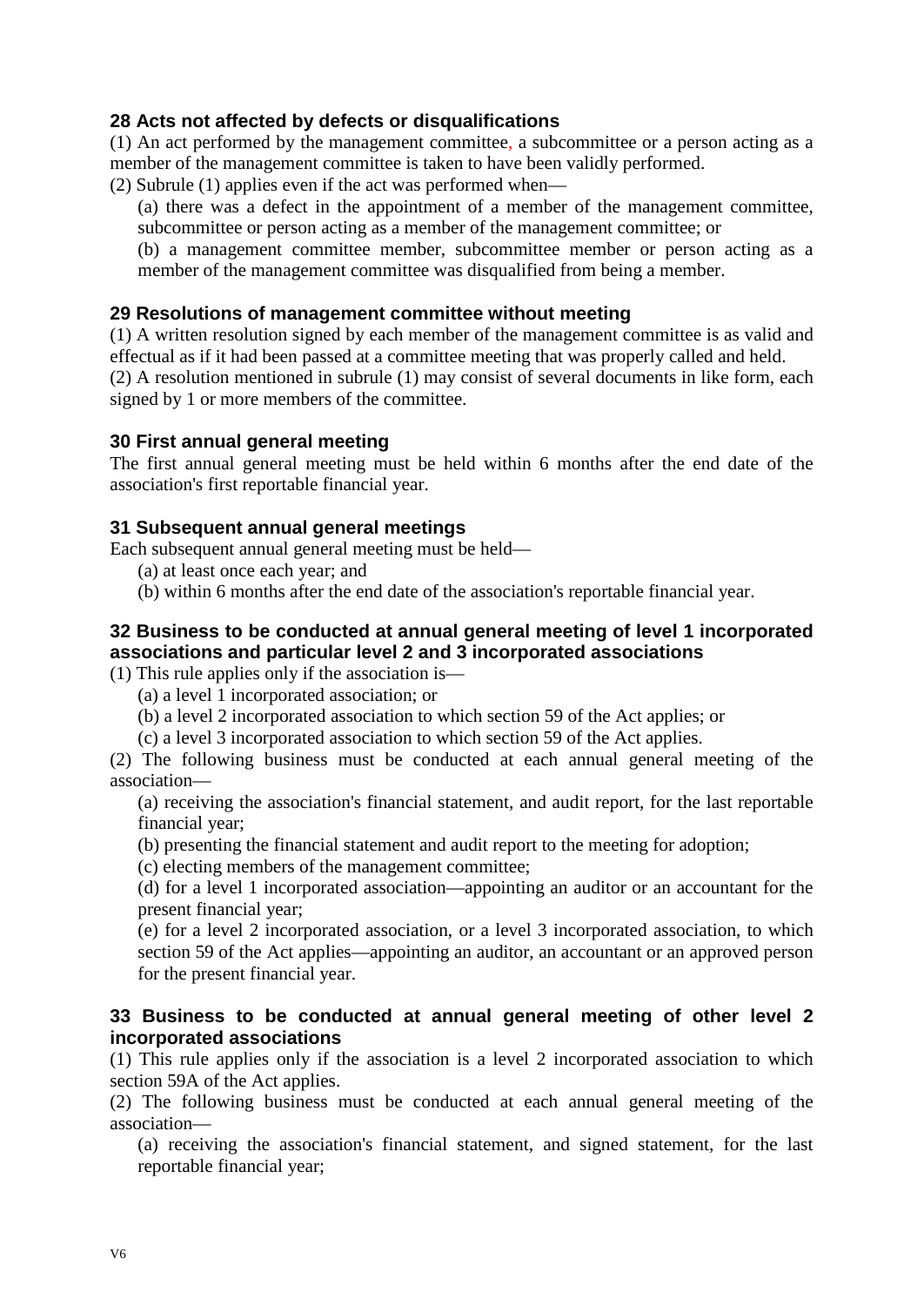### 28 Acts not affected by defects or disqualifications

(1) An act performed by the management committee, a subcommittee or a person acting as a member of the management committee is taken to have been validly performed.

(2) Subrule (1) applies even if the act was performed when—

(a) there was a defect in the appointment of a member of the management committee, subcommittee or person acting as a member of the management committee; or

(b) a management committee member, subcommittee member or person acting as a member of the management committee was disqualified from being a member.

### 29 Resolutions of management committee without meeting

(1) A written resolution signed by each member of the management committee is as valid and effectual as if it had been passed at a committee meeting that was properly called and held.

(2) A resolution mentioned in subrule (1) may consist of several documents in like form, each signed by 1 or more members of the committee.

### 30 First annual general meeting

The first annual general meeting must be held within 6 months after the end date of the association's first reportable financial year.

### 31 Subsequent annual general meetings

Each subsequent annual general meeting must be held—

(a) at least once each year; and

(b) within 6 months after the end date of the association's reportable financial year.

### 32 Business to be conducted at annual general meeting of level 1 incorporated associations and particular level 2 and 3 incorporated associations

(1) This rule applies only if the association is—

(a) a level 1 incorporated association; or

(b) a level 2 incorporated association to which section 59 of the Act applies; or

(c) a level 3 incorporated association to which section 59 of the Act applies.

(2) The following business must be conducted at each annual general meeting of the association—

(a) receiving the association's financial statement, and audit report, for the last reportable financial year;

(b) presenting the financial statement and audit report to the meeting for adoption;

(c) electing members of the management committee;

(d) for a level 1 incorporated association—appointing an auditor or an accountant for the present financial year;

(e) for a level 2 incorporated association, or a level 3 incorporated association, to which section 59 of the Act applies—appointing an auditor, an accountant or an approved person for the present financial year.

### 33 Business to be conducted at annual general meeting of other level 2 incorporated associations

(1) This rule applies only if the association is a level 2 incorporated association to which section 59A of the Act applies.

(2) The following business must be conducted at each annual general meeting of the association—

(a) receiving the association's financial statement, and signed statement, for the last reportable financial year;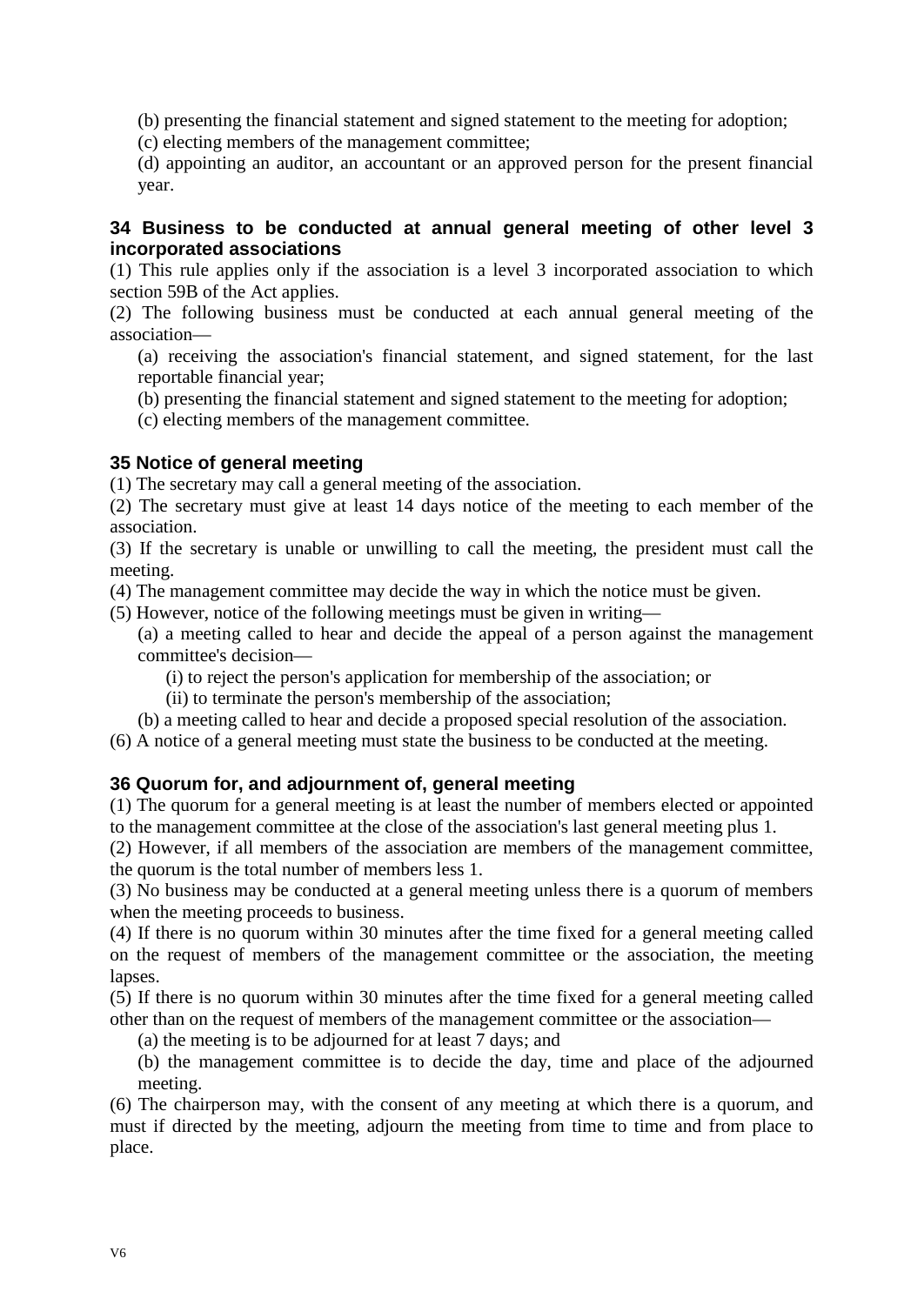(b) presenting the financial statement and signed statement to the meeting for adoption;

(c) electing members of the management committee;

(d) appointing an auditor, an accountant or an approved person for the present financial year.

### 34 Business to be conducted at annual general meeting of other level 3 incorporated associations

(1) This rule applies only if the association is a level 3 incorporated association to which section 59B of the Act applies.

(2) The following business must be conducted at each annual general meeting of the association—

(a) receiving the association's financial statement, and signed statement, for the last reportable financial year;

(b) presenting the financial statement and signed statement to the meeting for adoption;

(c) electing members of the management committee.

### 35 Notice of general meeting

(1) The secretary may call a general meeting of the association.

(2) The secretary must give at least 14 days notice of the meeting to each member of the association.

(3) If the secretary is unable or unwilling to call the meeting, the president must call the meeting.

(4) The management committee may decide the way in which the notice must be given.

(5) However, notice of the following meetings must be given in writing—

(a) a meeting called to hear and decide the appeal of a person against the management committee's decision—

(i) to reject the person's application for membership of the association; or

(ii) to terminate the person's membership of the association;

(b) a meeting called to hear and decide a proposed special resolution of the association.

(6) A notice of a general meeting must state the business to be conducted at the meeting.

### 36 Quorum for, and adjournment of, general meeting

(1) The quorum for a general meeting is at least the number of members elected or appointed to the management committee at the close of the association's last general meeting plus 1.

(2) However, if all members of the association are members of the management committee, the quorum is the total number of members less 1.

(3) No business may be conducted at a general meeting unless there is a quorum of members when the meeting proceeds to business.

(4) If there is no quorum within 30 minutes after the time fixed for a general meeting called on the request of members of the management committee or the association, the meeting lapses.

(5) If there is no quorum within 30 minutes after the time fixed for a general meeting called other than on the request of members of the management committee or the association—

(a) the meeting is to be adjourned for at least 7 days; and

(b) the management committee is to decide the day, time and place of the adjourned meeting.

(6) The chairperson may, with the consent of any meeting at which there is a quorum, and must if directed by the meeting, adjourn the meeting from time to time and from place to place.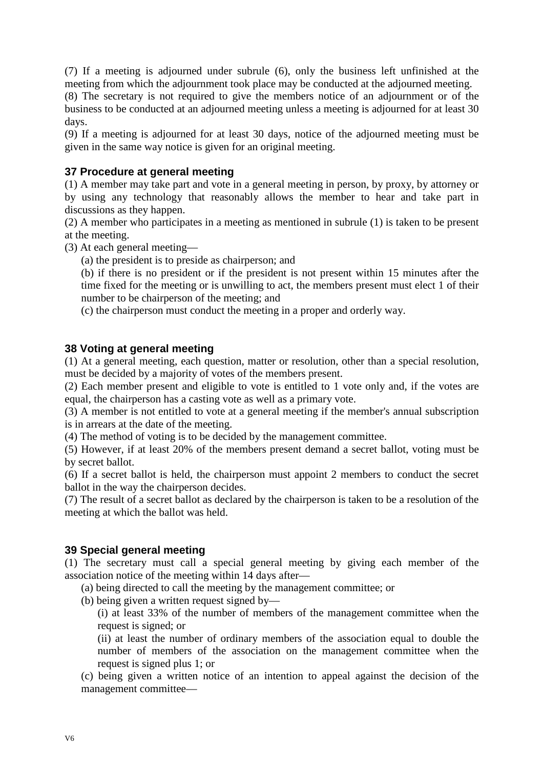(7) If a meeting is adjourned under subrule (6), only the business left unfinished at the meeting from which the adjournment took place may be conducted at the adjourned meeting.

(8) The secretary is not required to give the members notice of an adjournment or of the business to be conducted at an adjourned meeting unless a meeting is adjourned for at least 30 days.

(9) If a meeting is adjourned for at least 30 days, notice of the adjourned meeting must be given in the same way notice is given for an original meeting.

### 37 Procedure at general meeting

(1) A member may take part and vote in a general meeting in person, by proxy, by attorney or by using any technology that reasonably allows the member to hear and take part in discussions as they happen.

(2) A member who participates in a meeting as mentioned in subrule (1) is taken to be present at the meeting.

(3) At each general meeting—

(a) the president is to preside as chairperson; and

(b) if there is no president or if the president is not present within 15 minutes after the time fixed for the meeting or is unwilling to act, the members present must elect 1 of their number to be chairperson of the meeting; and

(c) the chairperson must conduct the meeting in a proper and orderly way.

### 38 Voting at general meeting

(1) At a general meeting, each question, matter or resolution, other than a special resolution, must be decided by a majority of votes of the members present.

(2) Each member present and eligible to vote is entitled to 1 vote only and, if the votes are equal, the chairperson has a casting vote as well as a primary vote.

(3) A member is not entitled to vote at a general meeting if the member's annual subscription is in arrears at the date of the meeting.

(4) The method of voting is to be decided by the management committee.

(5) However, if at least 20% of the members present demand a secret ballot, voting must be by secret ballot.

(6) If a secret ballot is held, the chairperson must appoint 2 members to conduct the secret ballot in the way the chairperson decides.

(7) The result of a secret ballot as declared by the chairperson is taken to be a resolution of the meeting at which the ballot was held.

### 39 Special general meeting

(1) The secretary must call a special general meeting by giving each member of the association notice of the meeting within 14 days after—

(a) being directed to call the meeting by the management committee; or

(b) being given a written request signed by—

(i) at least 33% of the number of members of the management committee when the request is signed; or

(ii) at least the number of ordinary members of the association equal to double the number of members of the association on the management committee when the request is signed plus 1; or

(c) being given a written notice of an intention to appeal against the decision of the management committee—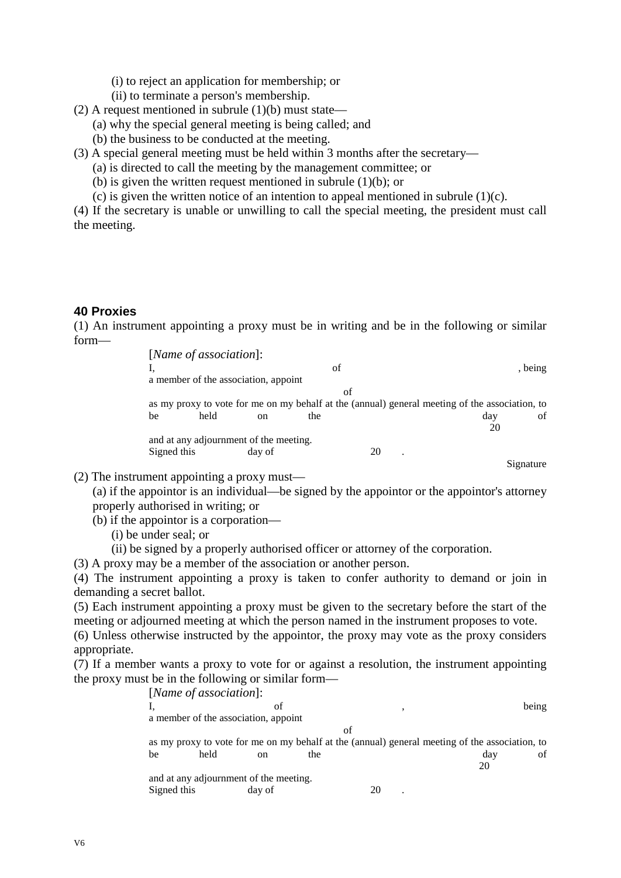(i) to reject an application for membership; or

(ii) to terminate a person's membership.

(2) A request mentioned in subrule (1)(b) must state—

(a) why the special general meeting is being called; and

(b) the business to be conducted at the meeting.

(3) A special general meeting must be held within 3 months after the secretary—

(a) is directed to call the meeting by the management committee; or

(b) is given the written request mentioned in subrule (1)(b); or

(c) is given the written notice of an intention to appeal mentioned in subrule (1)(c).

(4) If the secretary is unable or unwilling to call the special meeting, the president must call the meeting.

### 40 Proxies

(1) An instrument appointing a proxy must be in writing and be in the following or similar form—

> [*Name of association*]:
>
> I, of , being a member of the association, appoint
>
> of
>
> as my proxy to vote for me on my behalf at the (annual) general meeting of the association, to be held on the day of 20
>
> and at any adjournment of the meeting.
>
> Signed this day of 20 .
>
> Signature

(2) The instrument appointing a proxy must—

(a) if the appointor is an individual—be signed by the appointor or the appointor's attorney properly authorised in writing; or

(b) if the appointor is a corporation—

(i) be under seal; or

(ii) be signed by a properly authorised officer or attorney of the corporation.

(3) A proxy may be a member of the association or another person.

(4) The instrument appointing a proxy is taken to confer authority to demand or join in demanding a secret ballot.

(5) Each instrument appointing a proxy must be given to the secretary before the start of the meeting or adjourned meeting at which the person named in the instrument proposes to vote.

(6) Unless otherwise instructed by the appointor, the proxy may vote as the proxy considers appropriate.

(7) If a member wants a proxy to vote for or against a resolution, the instrument appointing the proxy must be in the following or similar form—

> [*Name of association*]:
>
> I, of , being a member of the association, appoint
>
> of
>
> as my proxy to vote for me on my behalf at the (annual) general meeting of the association, to be held on the day of 20
>
> and at any adjournment of the meeting.
>
> Signed this day of 20 .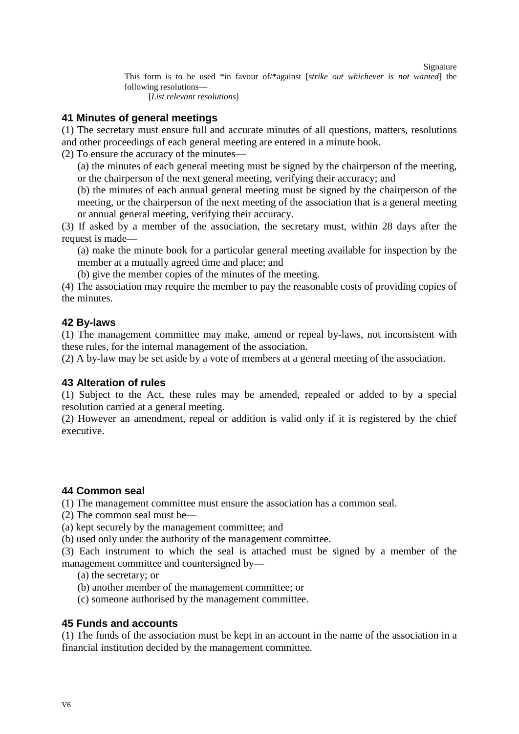Signature

This form is to be used *in favour of/*against [*strike out whichever is not wanted*] the following resolutions—

[*List relevant resolutions*]

### 41 Minutes of general meetings

(1) The secretary must ensure full and accurate minutes of all questions, matters, resolutions and other proceedings of each general meeting are entered in a minute book.

(2) To ensure the accuracy of the minutes—

(a) the minutes of each general meeting must be signed by the chairperson of the meeting, or the chairperson of the next general meeting, verifying their accuracy; and

(b) the minutes of each annual general meeting must be signed by the chairperson of the meeting, or the chairperson of the next meeting of the association that is a general meeting or annual general meeting, verifying their accuracy.

(3) If asked by a member of the association, the secretary must, within 28 days after the request is made—

(a) make the minute book for a particular general meeting available for inspection by the member at a mutually agreed time and place; and

(b) give the member copies of the minutes of the meeting.

(4) The association may require the member to pay the reasonable costs of providing copies of the minutes.

### 42 By-laws

(1) The management committee may make, amend or repeal by-laws, not inconsistent with these rules, for the internal management of the association.

(2) A by-law may be set aside by a vote of members at a general meeting of the association.

### 43 Alteration of rules

(1) Subject to the Act, these rules may be amended, repealed or added to by a special resolution carried at a general meeting.

(2) However an amendment, repeal or addition is valid only if it is registered by the chief executive.

### 44 Common seal

(1) The management committee must ensure the association has a common seal.

(2) The common seal must be—

(a) kept securely by the management committee; and

(b) used only under the authority of the management committee.

(3) Each instrument to which the seal is attached must be signed by a member of the management committee and countersigned by—

(a) the secretary; or

(b) another member of the management committee; or

(c) someone authorised by the management committee.

### 45 Funds and accounts

(1) The funds of the association must be kept in an account in the name of the association in a financial institution decided by the management committee.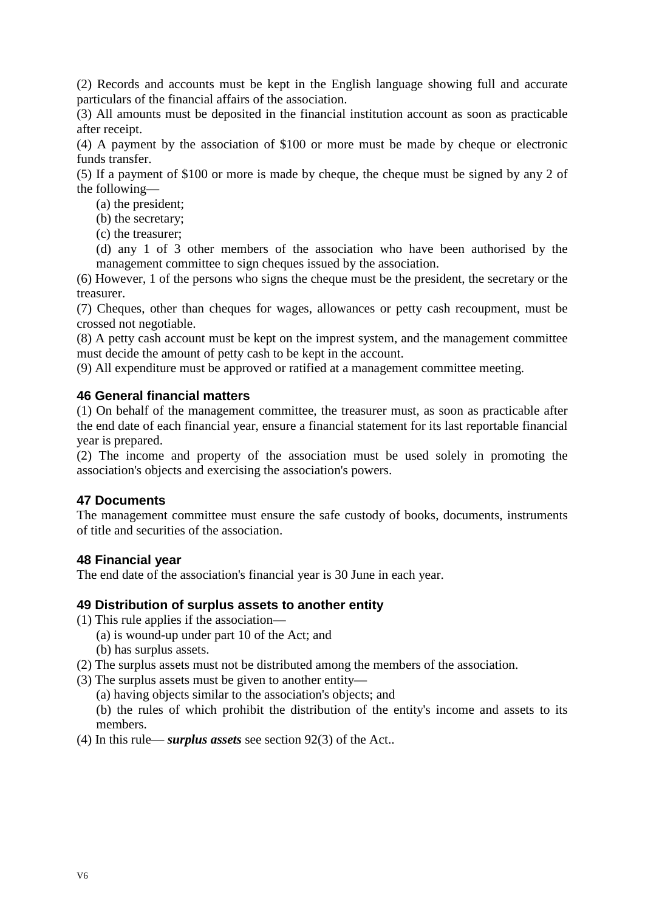(2) Records and accounts must be kept in the English language showing full and accurate particulars of the financial affairs of the association.

(3) All amounts must be deposited in the financial institution account as soon as practicable after receipt.

(4) A payment by the association of $100 or more must be made by cheque or electronic funds transfer.

(5) If a payment of $100 or more is made by cheque, the cheque must be signed by any 2 of the following—

(a) the president;

(b) the secretary;

(c) the treasurer;

(d) any 1 of 3 other members of the association who have been authorised by the management committee to sign cheques issued by the association.

(6) However, 1 of the persons who signs the cheque must be the president, the secretary or the treasurer.

(7) Cheques, other than cheques for wages, allowances or petty cash recoupment, must be crossed not negotiable.

(8) A petty cash account must be kept on the imprest system, and the management committee must decide the amount of petty cash to be kept in the account.

(9) All expenditure must be approved or ratified at a management committee meeting.

### 46 General financial matters

(1) On behalf of the management committee, the treasurer must, as soon as practicable after the end date of each financial year, ensure a financial statement for its last reportable financial year is prepared.

(2) The income and property of the association must be used solely in promoting the association's objects and exercising the association's powers.

### 47 Documents

The management committee must ensure the safe custody of books, documents, instruments of title and securities of the association.

### 48 Financial year

The end date of the association's financial year is 30 June in each year.

### 49 Distribution of surplus assets to another entity

(1) This rule applies if the association—

(a) is wound-up under part 10 of the Act; and

(b) has surplus assets.

(2) The surplus assets must not be distributed among the members of the association.

(3) The surplus assets must be given to another entity—

(a) having objects similar to the association's objects; and

(b) the rules of which prohibit the distribution of the entity's income and assets to its members.

(4) In this rule— ***surplus assets*** see section 92(3) of the Act..